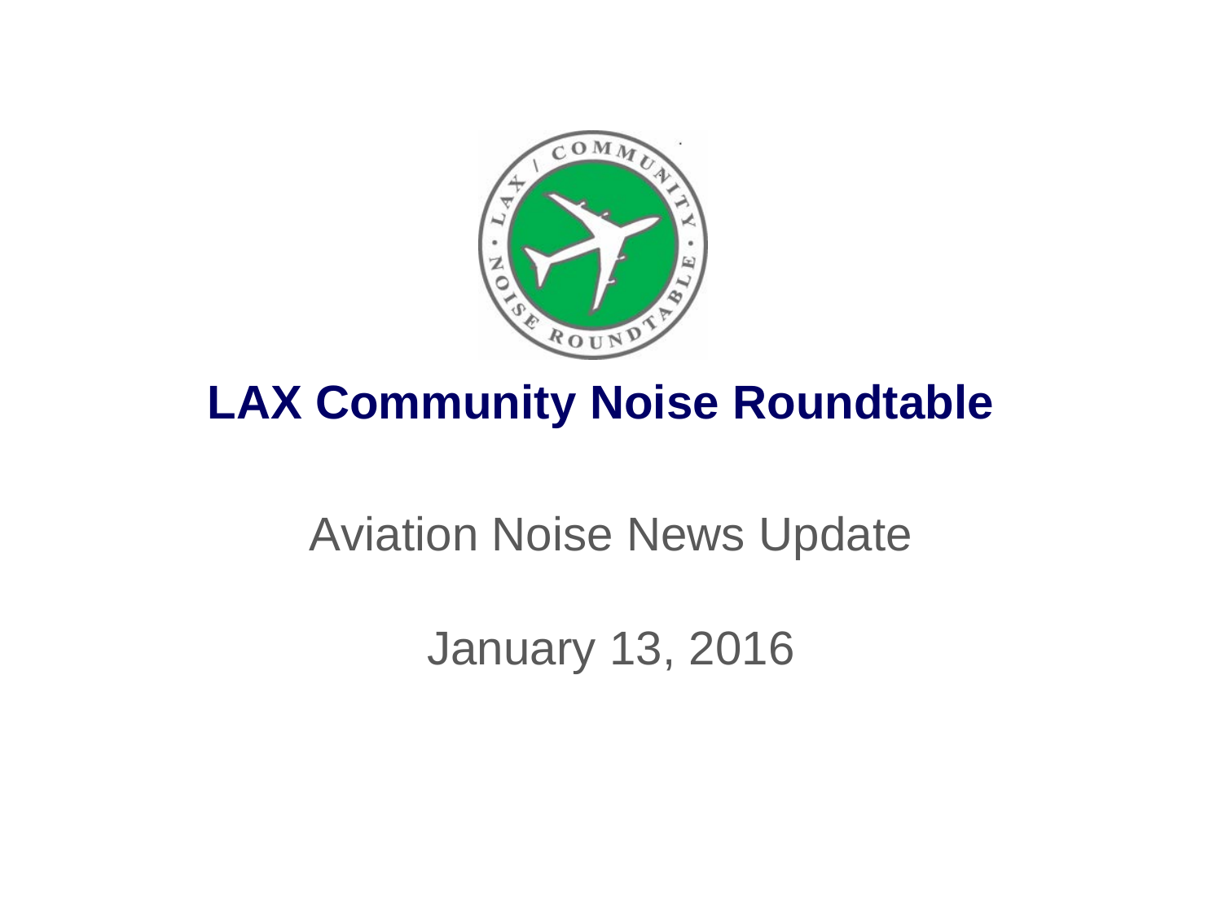# LAX Community Noise Roundtable

Aviation Noise News Update

January 13, 2016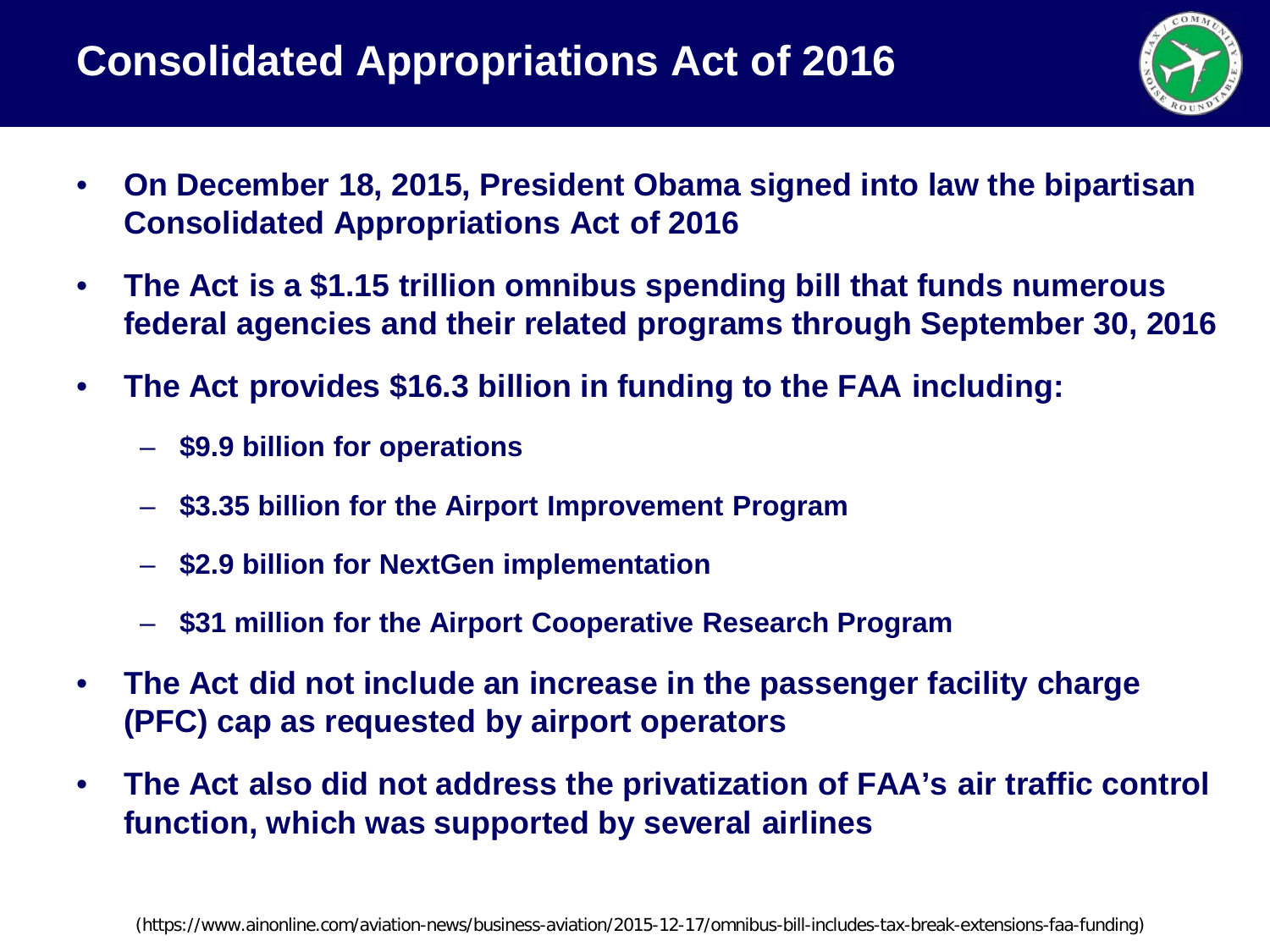# Consolidated Appropriations Act of 2016

- **On December 18, 2015, President Obama signed into law the bipartisan Consolidated Appropriations Act of 2016**
- **The Act is a $1.15 trillion omnibus spending bill that funds numerous federal agencies and their related programs through September 30, 2016**
- **The Act provides $16.3 billion in funding to the FAA including:**
  - **$9.9 billion for operations**
  - **$3.35 billion for the Airport Improvement Program**
  - **$2.9 billion for NextGen implementation**
  - **$31 million for the Airport Cooperative Research Program**
- **The Act did not include an increase in the passenger facility charge (PFC) cap as requested by airport operators**
- **The Act also did not address the privatization of FAA's air traffic control function, which was supported by several airlines**

(https://www.ainonline.com/aviation-news/business-aviation/2015-12-17/omnibus-bill-includes-tax-break-extensions-faa-funding)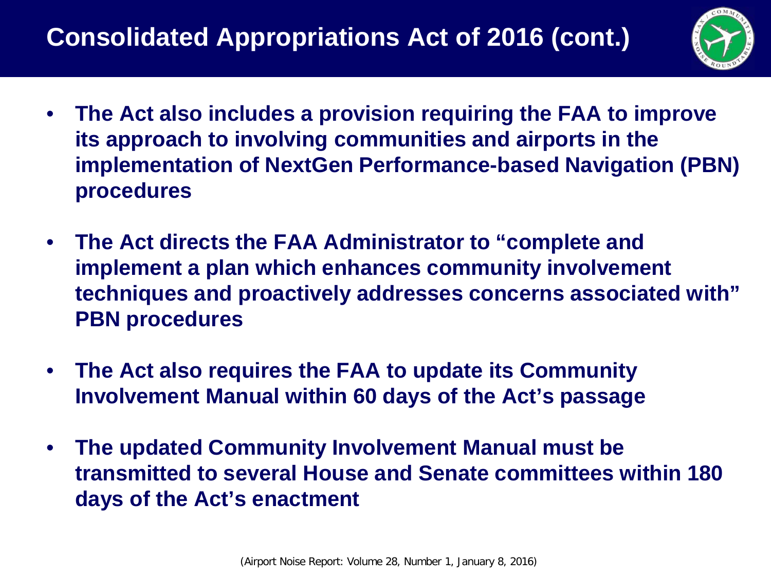# Consolidated Appropriations Act of 2016 (cont.)

- **The Act also includes a provision requiring the FAA to improve its approach to involving communities and airports in the implementation of NextGen Performance-based Navigation (PBN) procedures**
- **The Act directs the FAA Administrator to "complete and implement a plan which enhances community involvement techniques and proactively addresses concerns associated with" PBN procedures**
- **The Act also requires the FAA to update its Community Involvement Manual within 60 days of the Act's passage**
- **The updated Community Involvement Manual must be transmitted to several House and Senate committees within 180 days of the Act's enactment**

(Airport Noise Report: Volume 28, Number 1, January 8, 2016)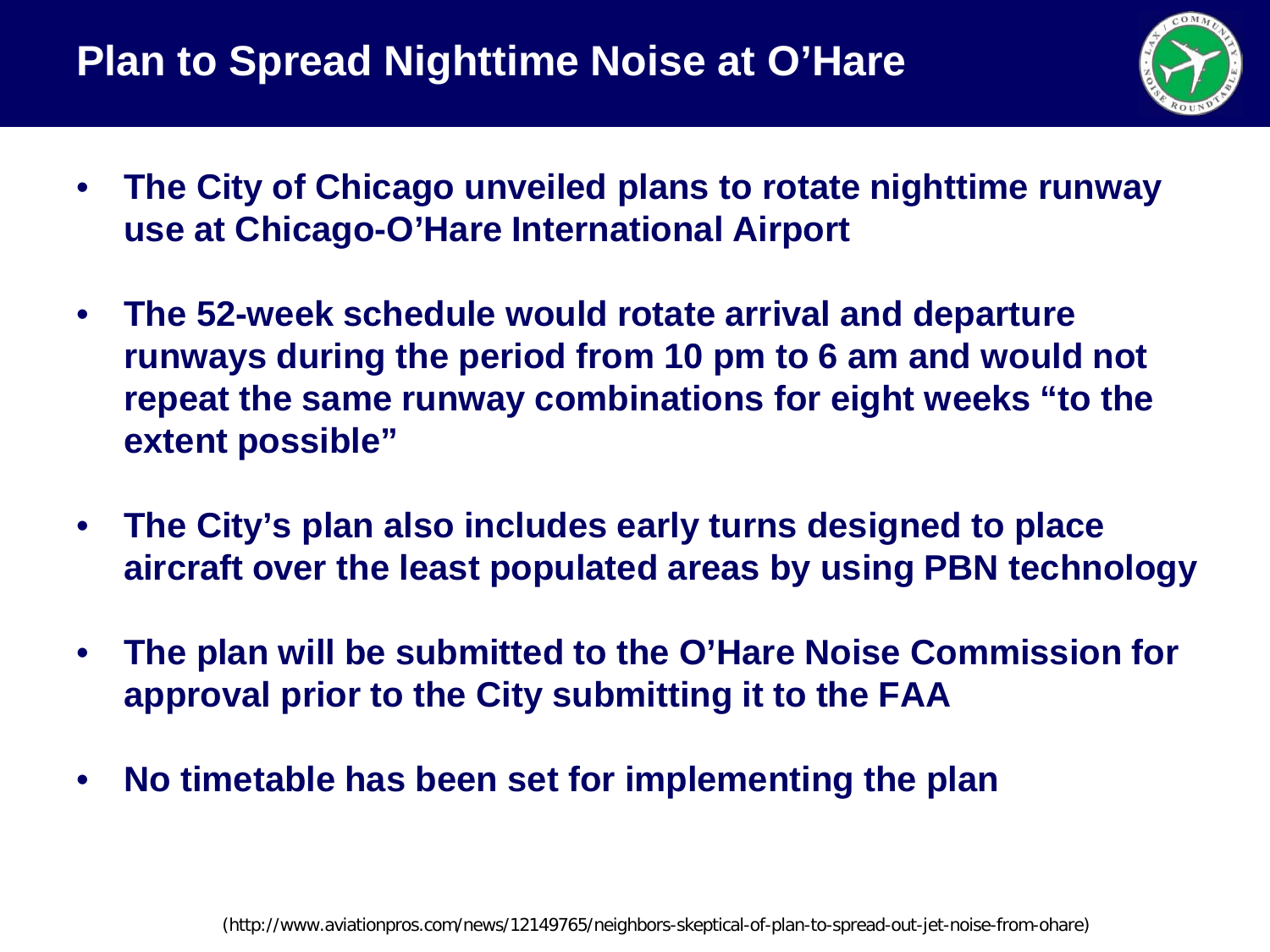# Plan to Spread Nighttime Noise at O'Hare

- **The City of Chicago unveiled plans to rotate nighttime runway use at Chicago-O'Hare International Airport**
- **The 52-week schedule would rotate arrival and departure runways during the period from 10 pm to 6 am and would not repeat the same runway combinations for eight weeks "to the extent possible"**
- **The City's plan also includes early turns designed to place aircraft over the least populated areas by using PBN technology**
- **The plan will be submitted to the O'Hare Noise Commission for approval prior to the City submitting it to the FAA**
- **No timetable has been set for implementing the plan**

(http://www.aviationpros.com/news/12149765/neighbors-skeptical-of-plan-to-spread-out-jet-noise-from-ohare)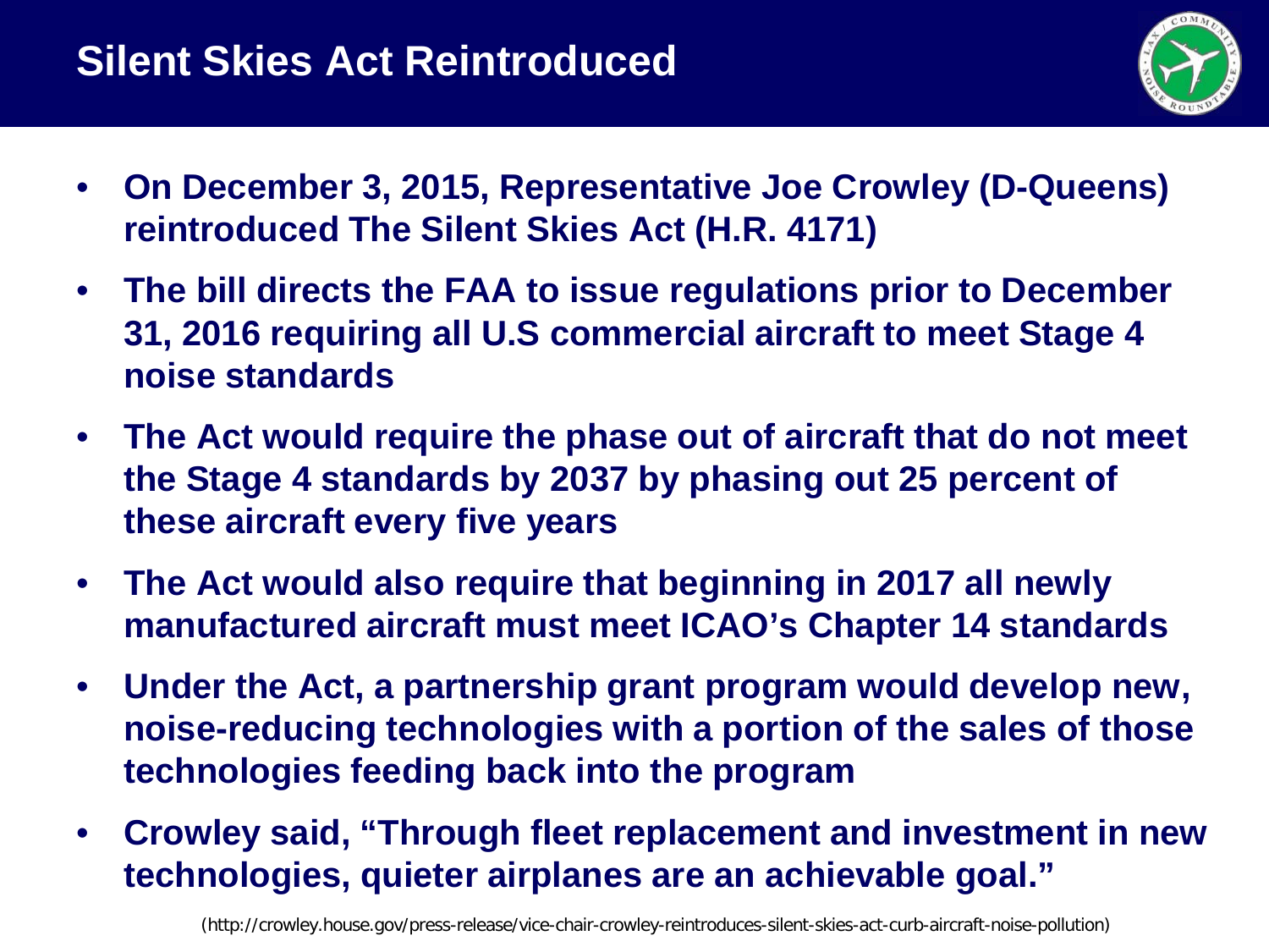# Silent Skies Act Reintroduced

- **On December 3, 2015, Representative Joe Crowley (D-Queens) reintroduced The Silent Skies Act (H.R. 4171)**
- **The bill directs the FAA to issue regulations prior to December 31, 2016 requiring all U.S commercial aircraft to meet Stage 4 noise standards**
- **The Act would require the phase out of aircraft that do not meet the Stage 4 standards by 2037 by phasing out 25 percent of these aircraft every five years**
- **The Act would also require that beginning in 2017 all newly manufactured aircraft must meet ICAO's Chapter 14 standards**
- **Under the Act, a partnership grant program would develop new, noise-reducing technologies with a portion of the sales of those technologies feeding back into the program**
- **Crowley said, "Through fleet replacement and investment in new technologies, quieter airplanes are an achievable goal."**

(http://crowley.house.gov/press-release/vice-chair-crowley-reintroduces-silent-skies-act-curb-aircraft-noise-pollution)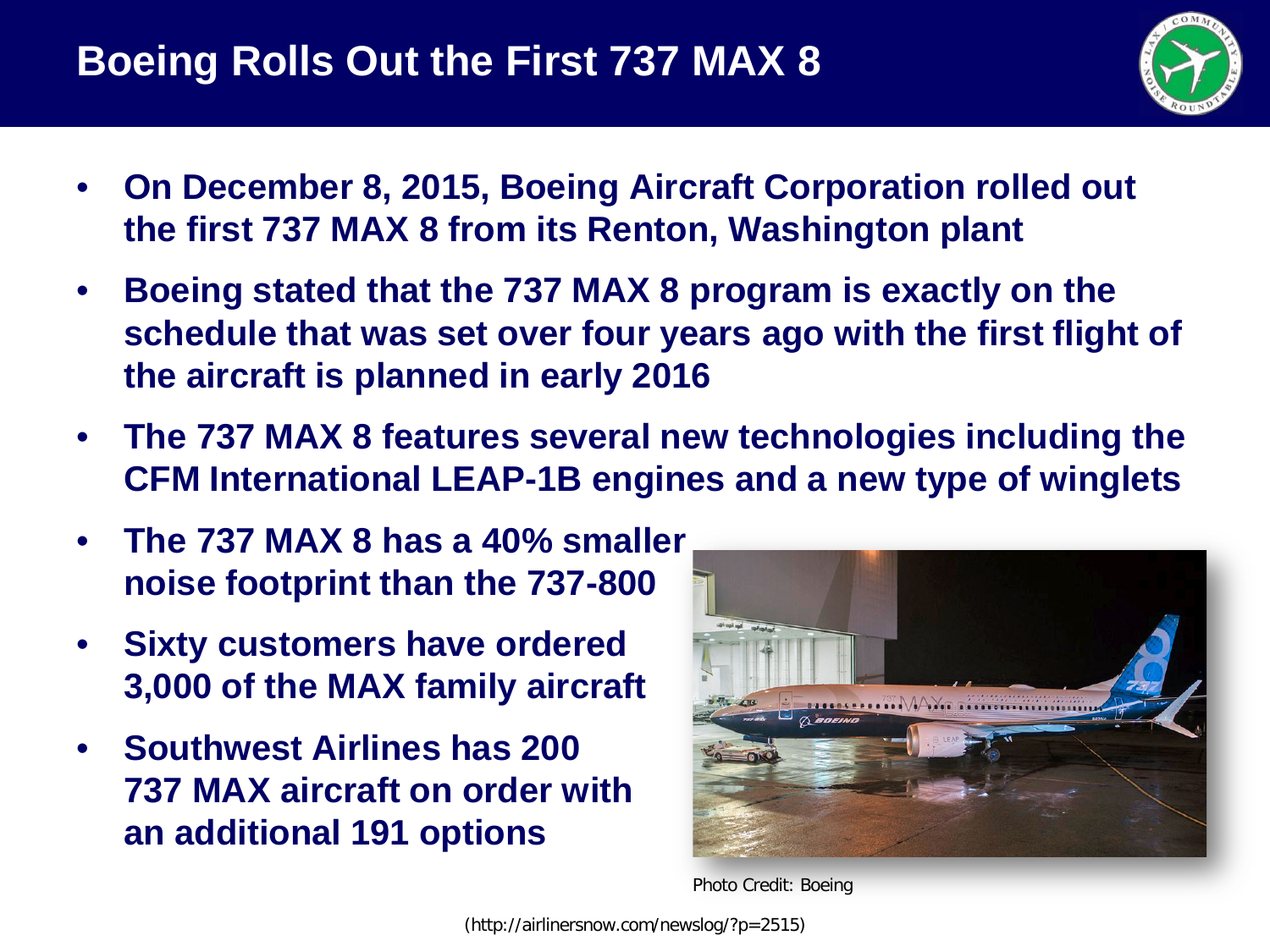# Boeing Rolls Out the First 737 MAX 8

- **On December 8, 2015, Boeing Aircraft Corporation rolled out the first 737 MAX 8 from its Renton, Washington plant**
- **Boeing stated that the 737 MAX 8 program is exactly on the schedule that was set over four years ago with the first flight of the aircraft is planned in early 2016**
- **The 737 MAX 8 features several new technologies including the CFM International LEAP-1B engines and a new type of winglets**
- **The 737 MAX 8 has a 40% smaller noise footprint than the 737-800**
- **Sixty customers have ordered 3,000 of the MAX family aircraft**
- **Southwest Airlines has 200 737 MAX aircraft on order with an additional 191 options**

Photo Credit: Boeing

(http://airlinersnow.com/newslog/?p=2515)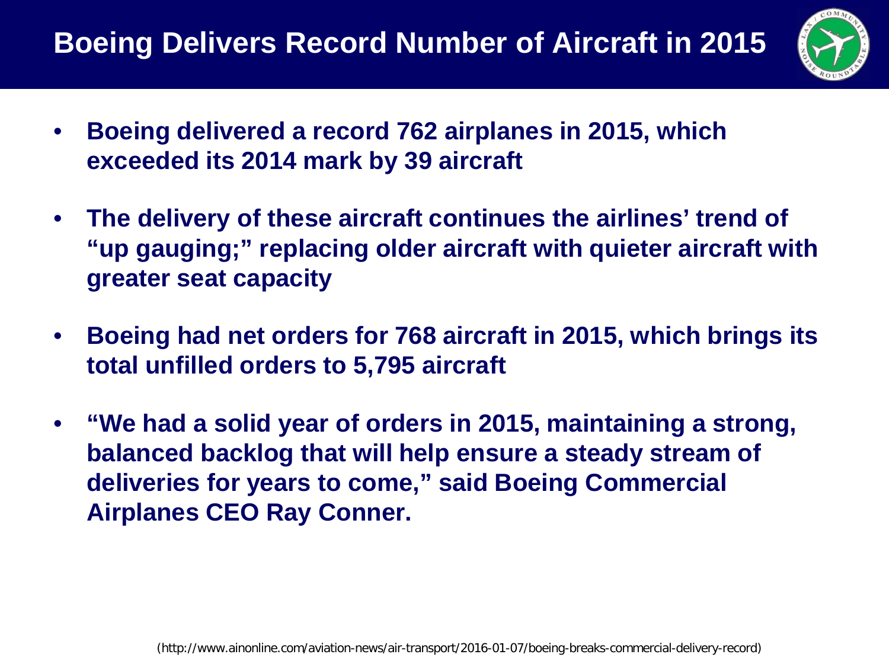# Boeing Delivers Record Number of Aircraft in 2015

- **Boeing delivered a record 762 airplanes in 2015, which exceeded its 2014 mark by 39 aircraft**
- **The delivery of these aircraft continues the airlines' trend of "up gauging;" replacing older aircraft with quieter aircraft with greater seat capacity**
- **Boeing had net orders for 768 aircraft in 2015, which brings its total unfilled orders to 5,795 aircraft**
- **"We had a solid year of orders in 2015, maintaining a strong, balanced backlog that will help ensure a steady stream of deliveries for years to come," said Boeing Commercial Airplanes CEO Ray Conner.**

(http://www.ainonline.com/aviation-news/air-transport/2016-01-07/boeing-breaks-commercial-delivery-record)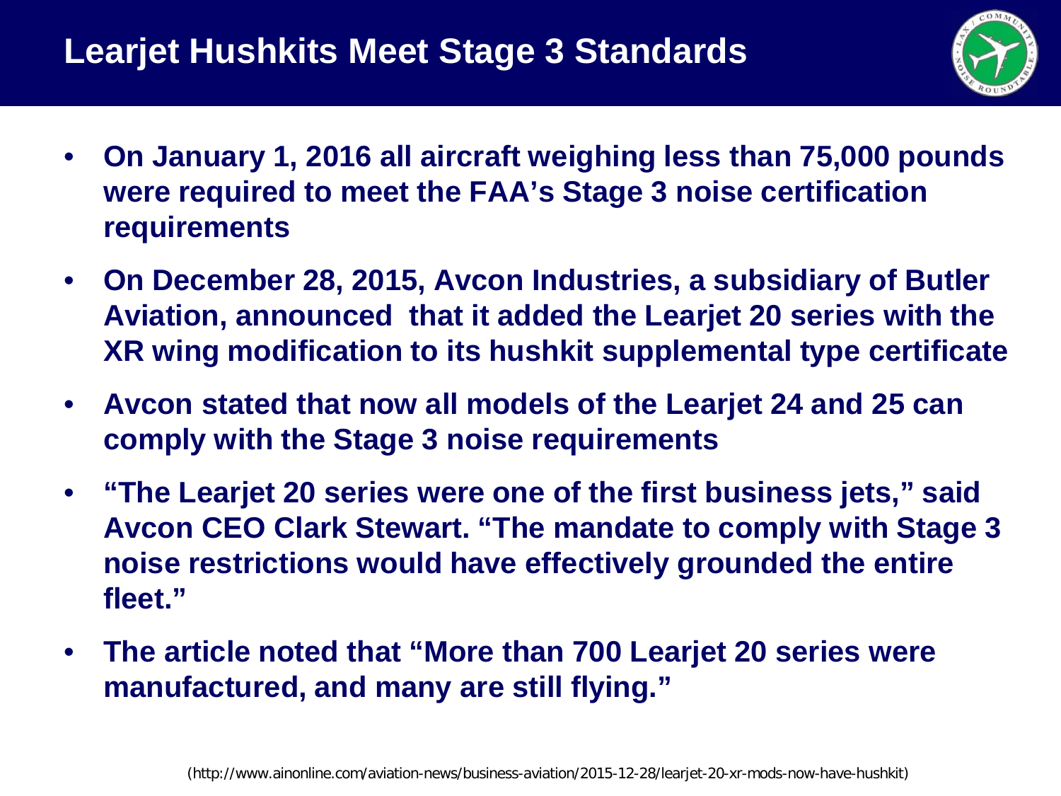# Learjet Hushkits Meet Stage 3 Standards

- **On January 1, 2016 all aircraft weighing less than 75,000 pounds were required to meet the FAA's Stage 3 noise certification requirements**
- **On December 28, 2015, Avcon Industries, a subsidiary of Butler Aviation, announced that it added the Learjet 20 series with the XR wing modification to its hushkit supplemental type certificate**
- **Avcon stated that now all models of the Learjet 24 and 25 can comply with the Stage 3 noise requirements**
- **"The Learjet 20 series were one of the first business jets," said Avcon CEO Clark Stewart. "The mandate to comply with Stage 3 noise restrictions would have effectively grounded the entire fleet."**
- **The article noted that "More than 700 Learjet 20 series were manufactured, and many are still flying."**

(http://www.ainonline.com/aviation-news/business-aviation/2015-12-28/learjet-20-xr-mods-now-have-hushkit)